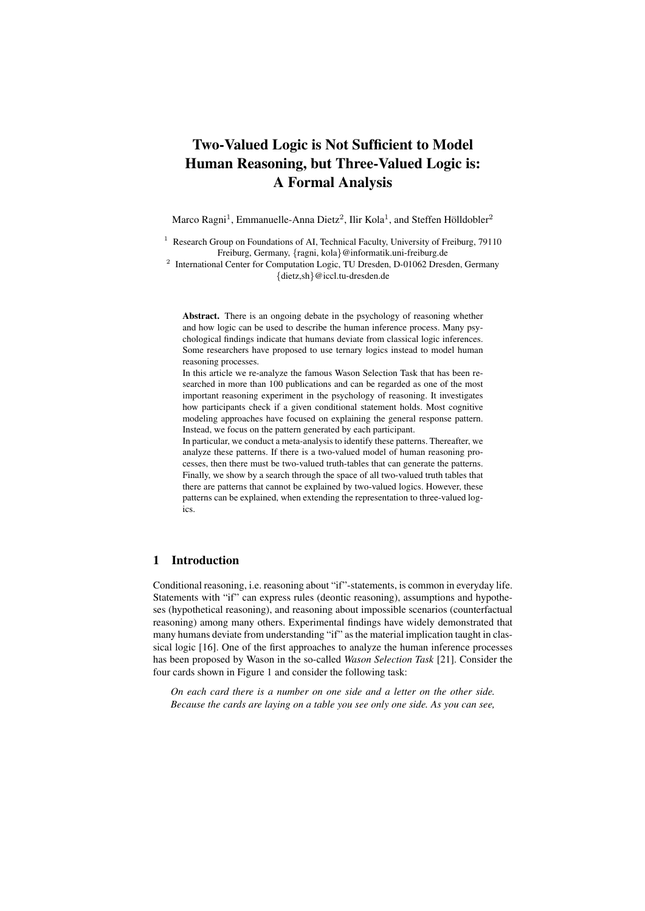# Two-Valued Logic is Not Sufficient to Model Human Reasoning, but Three-Valued Logic is: A Formal Analysis

Marco Ragni[1], Emmanuelle-Anna Dietz[2], Ilir Kola[1], and Steffen Hölldobler[2]

[1] Research Group on Foundations of AI, Technical Faculty, University of Freiburg, 79110 Freiburg, Germany, {ragni, kola}@informatik.uni-freiburg.de

[2] International Center for Computation Logic, TU Dresden, D-01062 Dresden, Germany {dietz,sh}@iccl.tu-dresden.de

**Abstract.** There is an ongoing debate in the psychology of reasoning whether and how logic can be used to describe the human inference process. Many psychological findings indicate that humans deviate from classical logic inferences. Some researchers have proposed to use ternary logics instead to model human reasoning processes.

In this article we re-analyze the famous Wason Selection Task that has been researched in more than 100 publications and can be regarded as one of the most important reasoning experiment in the psychology of reasoning. It investigates how participants check if a given conditional statement holds. Most cognitive modeling approaches have focused on explaining the general response pattern. Instead, we focus on the pattern generated by each participant.

In particular, we conduct a meta-analysis to identify these patterns. Thereafter, we analyze these patterns. If there is a two-valued model of human reasoning processes, then there must be two-valued truth-tables that can generate the patterns. Finally, we show by a search through the space of all two-valued truth tables that there are patterns that cannot be explained by two-valued logics. However, these patterns can be explained, when extending the representation to three-valued logics.

## 1 Introduction

Conditional reasoning, i.e. reasoning about "if"-statements, is common in everyday life. Statements with "if" can express rules (deontic reasoning), assumptions and hypotheses (hypothetical reasoning), and reasoning about impossible scenarios (counterfactual reasoning) among many others. Experimental findings have widely demonstrated that many humans deviate from understanding "if" as the material implication taught in classical logic [16]. One of the first approaches to analyze the human inference processes has been proposed by Wason in the so-called *Wason Selection Task* [21]. Consider the four cards shown in Figure 1 and consider the following task:

*On each card there is a number on one side and a letter on the other side. Because the cards are laying on a table you see only one side. As you can see,*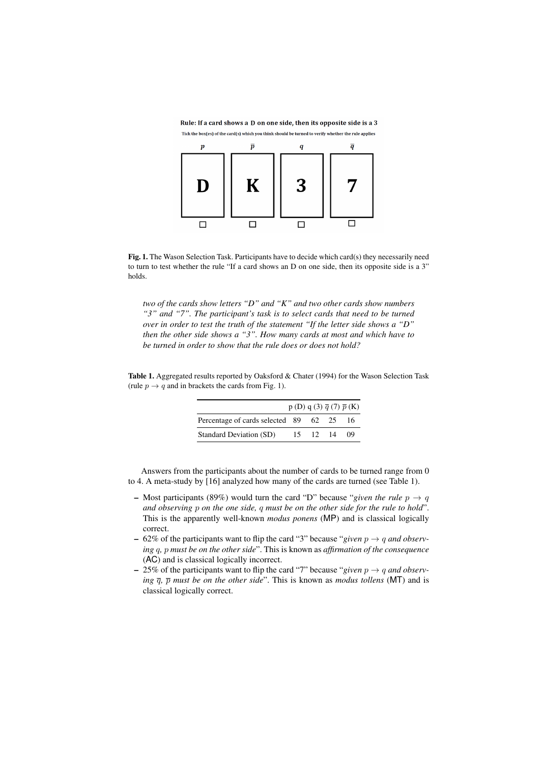Rule: If a card shows a D on one side, then its opposite side is a 3

Tick the box(es) of the card(s) which you think should be turned to verify whether the rule applies

| $p$ | $\overline{p}$ | $q$ | $\overline{q}$ |
|---|---|---|---|
| D | K | 3 | 7 |
| ☐ | ☐ | ☐ | ☐ |

**Fig. 1.** The Wason Selection Task. Participants have to decide which card(s) they necessarily need to turn to test whether the rule "If a card shows an D on one side, then its opposite side is a 3" holds.

> *two of the cards show letters "D" and "K" and two other cards show numbers "3" and "7". The participant's task is to select cards that need to be turned over in order to test the truth of the statement "If the letter side shows a "D" then the other side shows a "3". How many cards at most and which have to be turned in order to show that the rule does or does not hold?*

**Table 1.** Aggregated results reported by Oaksford & Chater (1994) for the Wason Selection Task (rule $p \rightarrow q$ and in brackets the cards from Fig. 1).

| | p (D) | q (3) | $\overline{q}$ (7) | $\overline{p}$ (K) |
|---|---|---|---|---|
| Percentage of cards selected | 89 | 62 | 25 | 16 |
| Standard Deviation (SD) | 15 | 12 | 14 | 09 |

Answers from the participants about the number of cards to be turned range from 0 to 4. A meta-study by [16] analyzed how many of the cards are turned (see Table 1).

- Most participants (89%) would turn the card "D" because "*given the rule $p \rightarrow q$ and observing $p$ on the one side, $q$ must be on the other side for the rule to hold*". This is the apparently well-known *modus ponens* (MP) and is classical logically correct.
- 62% of the participants want to flip the card "3" because "*given $p \rightarrow q$ and observing $q$, $p$ must be on the other side*". This is known as *affirmation of the consequence* (AC) and is classical logically incorrect.
- 25% of the participants want to flip the card "7" because "*given $p \rightarrow q$ and observing $\overline{q}$, $\overline{p}$ must be on the other side*". This is known as *modus tollens* (MT) and is classical logically correct.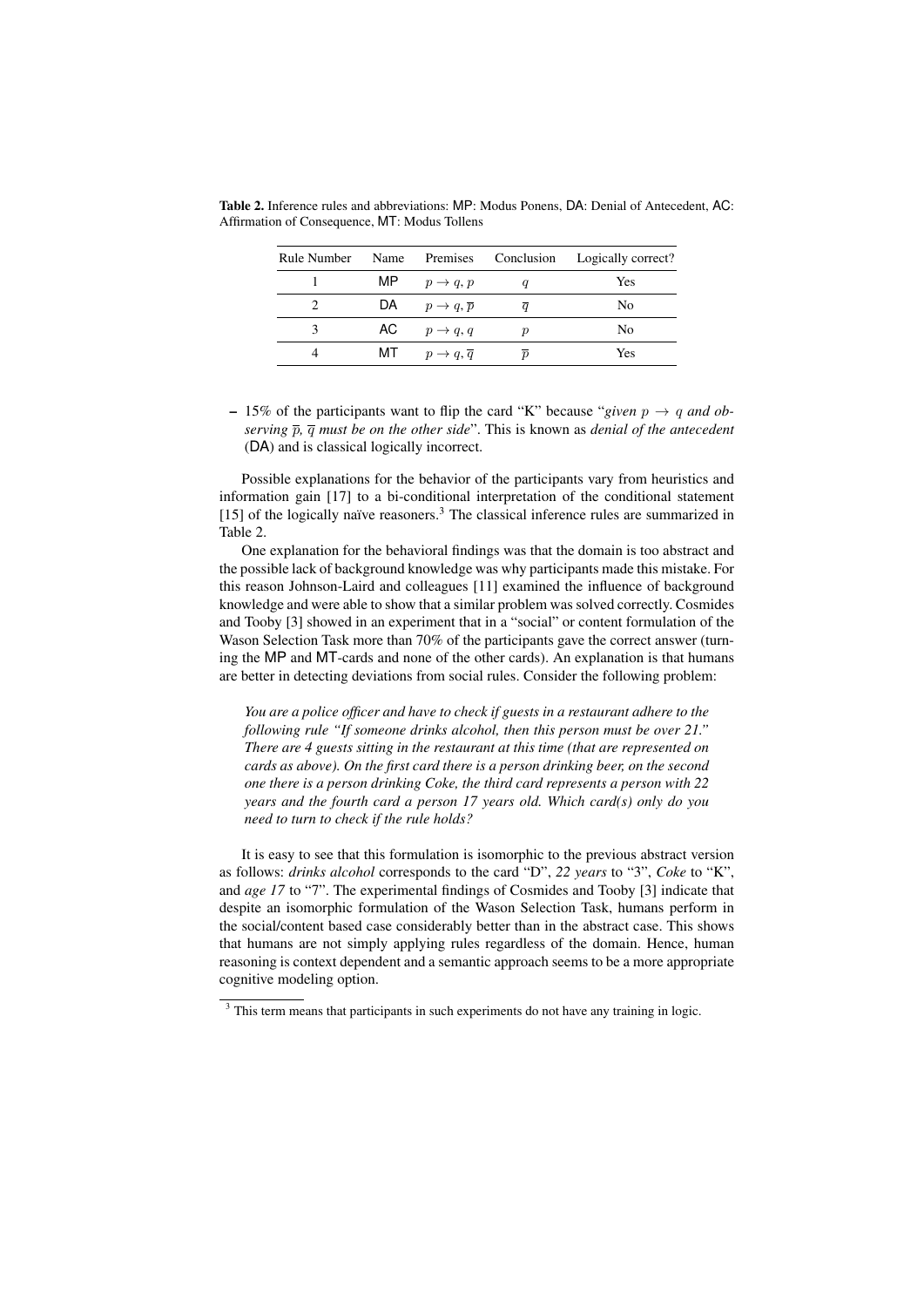**Table 2.** Inference rules and abbreviations: MP: Modus Ponens, DA: Denial of Antecedent, AC: Affirmation of Consequence, MT: Modus Tollens

| Rule Number | Name | Premises | Conclusion | Logically correct? |
|---|---|---|---|---|
| 1 | MP | $p \rightarrow q, p$ | $q$ | Yes |
| 2 | DA | $p \rightarrow q, \overline{p}$ | $\overline{q}$ | No |
| 3 | AC | $p \rightarrow q, q$ | $p$ | No |
| 4 | MT | $p \rightarrow q, \overline{q}$ | $\overline{p}$ | Yes |

– 15% of the participants want to flip the card "K" because "*given $p \rightarrow q$ and observing $\overline{p}$, $\overline{q}$ must be on the other side*". This is known as *denial of the antecedent* (DA) and is classical logically incorrect.

Possible explanations for the behavior of the participants vary from heuristics and information gain [17] to a bi-conditional interpretation of the conditional statement [15] of the logically naïve reasoners.[3] The classical inference rules are summarized in Table 2.

One explanation for the behavioral findings was that the domain is too abstract and the possible lack of background knowledge was why participants made this mistake. For this reason Johnson-Laird and colleagues [11] examined the influence of background knowledge and were able to show that a similar problem was solved correctly. Cosmides and Tooby [3] showed in an experiment that in a "social" or content formulation of the Wason Selection Task more than 70% of the participants gave the correct answer (turning the MP and MT-cards and none of the other cards). An explanation is that humans are better in detecting deviations from social rules. Consider the following problem:

> *You are a police officer and have to check if guests in a restaurant adhere to the following rule "If someone drinks alcohol, then this person must be over 21." There are 4 guests sitting in the restaurant at this time (that are represented on cards as above). On the first card there is a person drinking beer, on the second one there is a person drinking Coke, the third card represents a person with 22 years and the fourth card a person 17 years old. Which card(s) only do you need to turn to check if the rule holds?*

It is easy to see that this formulation is isomorphic to the previous abstract version as follows: *drinks alcohol* corresponds to the card "D", *22 years* to "3", *Coke* to "K", and *age 17* to "7". The experimental findings of Cosmides and Tooby [3] indicate that despite an isomorphic formulation of the Wason Selection Task, humans perform in the social/content based case considerably better than in the abstract case. This shows that humans are not simply applying rules regardless of the domain. Hence, human reasoning is context dependent and a semantic approach seems to be a more appropriate cognitive modeling option.

[3] This term means that participants in such experiments do not have any training in logic.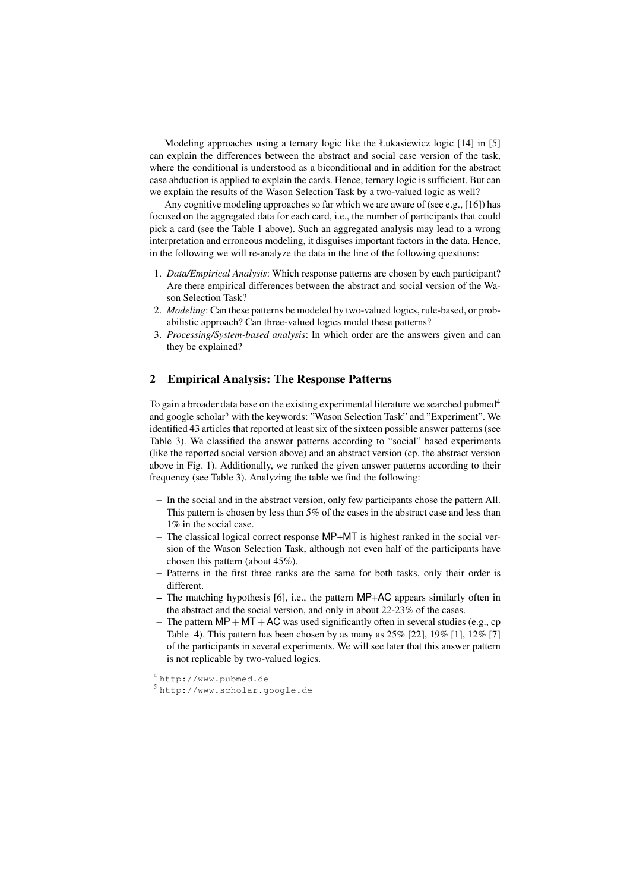Modeling approaches using a ternary logic like the Łukasiewicz logic [14] in [5] can explain the differences between the abstract and social case version of the task, where the conditional is understood as a biconditional and in addition for the abstract case abduction is applied to explain the cards. Hence, ternary logic is sufficient. But can we explain the results of the Wason Selection Task by a two-valued logic as well?

Any cognitive modeling approaches so far which we are aware of (see e.g., [16]) has focused on the aggregated data for each card, i.e., the number of participants that could pick a card (see the Table 1 above). Such an aggregated analysis may lead to a wrong interpretation and erroneous modeling, it disguises important factors in the data. Hence, in the following we will re-analyze the data in the line of the following questions:

1. *Data/Empirical Analysis*: Which response patterns are chosen by each participant? Are there empirical differences between the abstract and social version of the Wason Selection Task?
2. *Modeling*: Can these patterns be modeled by two-valued logics, rule-based, or probabilistic approach? Can three-valued logics model these patterns?
3. *Processing/System-based analysis*: In which order are the answers given and can they be explained?

## 2 Empirical Analysis: The Response Patterns

To gain a broader data base on the existing experimental literature we searched pubmed[4] and google scholar[5] with the keywords: "Wason Selection Task" and "Experiment". We identified 43 articles that reported at least six of the sixteen possible answer patterns (see Table 3). We classified the answer patterns according to "social" based experiments (like the reported social version above) and an abstract version (cp. the abstract version above in Fig. 1). Additionally, we ranked the given answer patterns according to their frequency (see Table 3). Analyzing the table we find the following:

- In the social and in the abstract version, only few participants chose the pattern All. This pattern is chosen by less than 5% of the cases in the abstract case and less than 1% in the social case.
- The classical logical correct response MP+MT is highest ranked in the social version of the Wason Selection Task, although not even half of the participants have chosen this pattern (about 45%).
- Patterns in the first three ranks are the same for both tasks, only their order is different.
- The matching hypothesis [6], i.e., the pattern MP+AC appears similarly often in the abstract and the social version, and only in about 22-23% of the cases.
- The pattern $\mathsf{MP} + \mathsf{MT} + \mathsf{AC}$ was used significantly often in several studies (e.g., cp Table 4). This pattern has been chosen by as many as 25% [22], 19% [1], 12% [7] of the participants in several experiments. We will see later that this answer pattern is not replicable by two-valued logics.

[4] http://www.pubmed.de

[5] http://www.scholar.google.de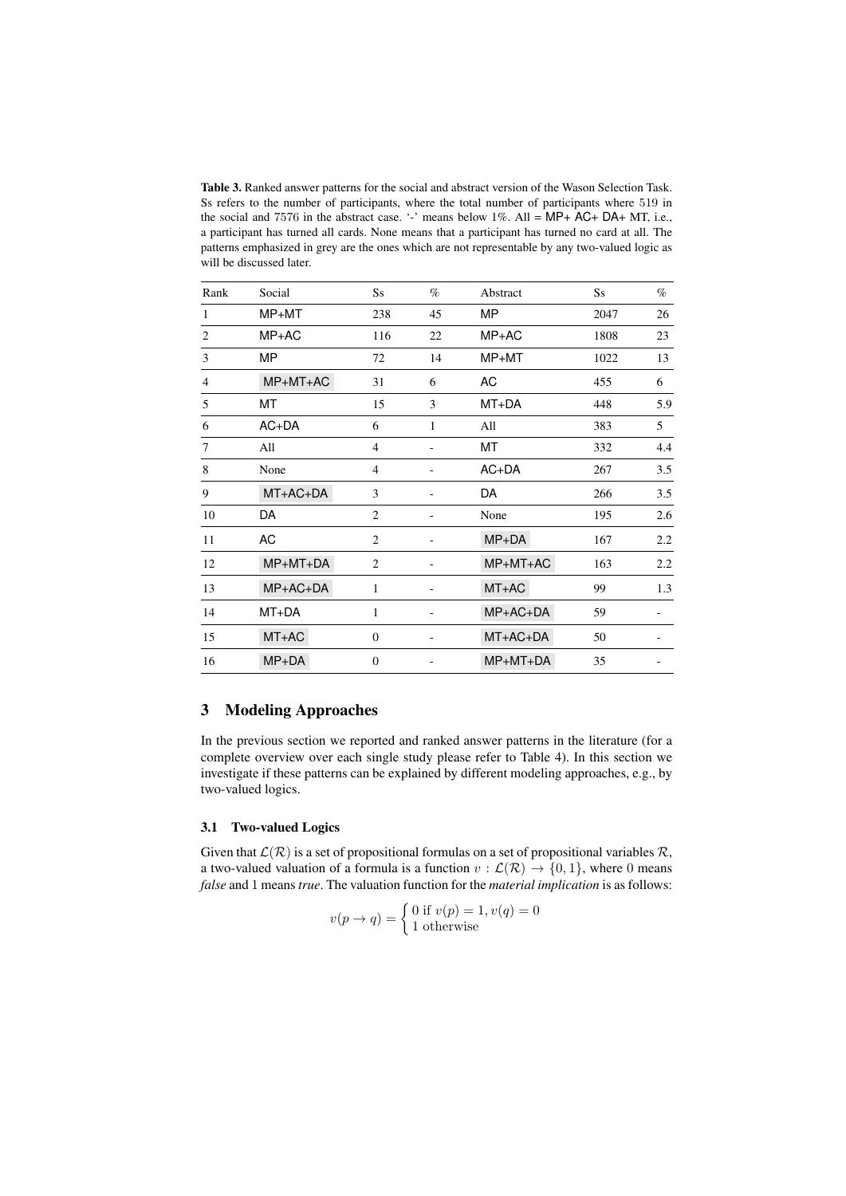**Table 3.** Ranked answer patterns for the social and abstract version of the Wason Selection Task. Ss refers to the number of participants, where the total number of participants where 519 in the social and 7576 in the abstract case. '-' means below 1%. All = MP+ AC+ DA+ MT, i.e., a participant has turned all cards. None means that a participant has turned no card at all. The patterns emphasized in grey are the ones which are not representable by any two-valued logic as will be discussed later.

| Rank | Social | Ss | % | Abstract | Ss | % |
|---|---|---|---|---|---|---|
| 1 | MP+MT | 238 | 45 | MP | 2047 | 26 |
| 2 | MP+AC | 116 | 22 | MP+AC | 1808 | 23 |
| 3 | MP | 72 | 14 | MP+MT | 1022 | 13 |
| 4 | MP+MT+AC | 31 | 6 | AC | 455 | 6 |
| 5 | MT | 15 | 3 | MT+DA | 448 | 5.9 |
| 6 | AC+DA | 6 | 1 | All | 383 | 5 |
| 7 | All | 4 | - | MT | 332 | 4.4 |
| 8 | None | 4 | - | AC+DA | 267 | 3.5 |
| 9 | MT+AC+DA | 3 | - | DA | 266 | 3.5 |
| 10 | DA | 2 | - | None | 195 | 2.6 |
| 11 | AC | 2 | - | MP+DA | 167 | 2.2 |
| 12 | MP+MT+DA | 2 | - | MP+MT+AC | 163 | 2.2 |
| 13 | MP+AC+DA | 1 | - | MT+AC | 99 | 1.3 |
| 14 | MT+DA | 1 | - | MP+AC+DA | 59 | - |
| 15 | MT+AC | 0 | - | MT+AC+DA | 50 | - |
| 16 | MP+DA | 0 | - | MP+MT+DA | 35 | - |

## 3 Modeling Approaches

In the previous section we reported and ranked answer patterns in the literature (for a complete overview over each single study please refer to Table 4). In this section we investigate if these patterns can be explained by different modeling approaches, e.g., by two-valued logics.

### 3.1 Two-valued Logics

Given that $\mathcal{L}(\mathcal{R})$ is a set of propositional formulas on a set of propositional variables $\mathcal{R}$, a two-valued valuation of a formula is a function $v : \mathcal{L}(\mathcal{R}) \rightarrow \{0, 1\}$, where 0 means *false* and 1 means *true*. The valuation function for the *material implication* is as follows:

$$v(p \rightarrow q) = \begin{cases} 0 \text{ if } v(p) = 1, v(q) = 0 \\ 1 \text{ otherwise} \end{cases}$$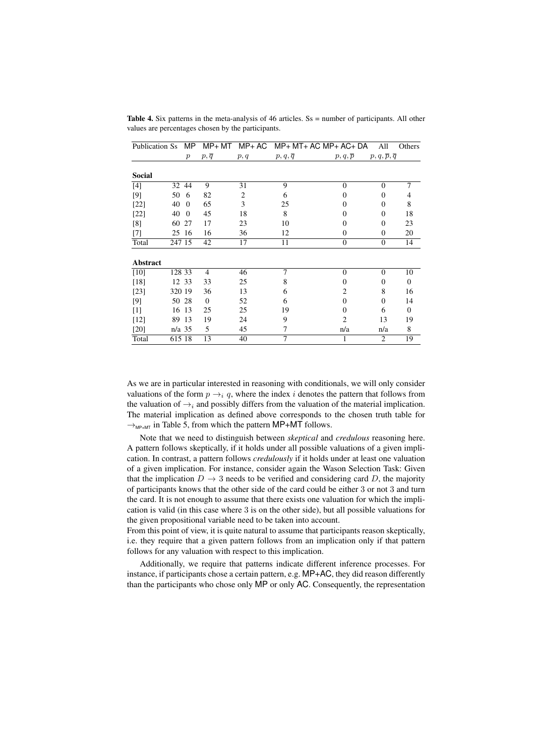**Table 4.** Six patterns in the meta-analysis of 46 articles. Ss = number of participants. All other values are percentages chosen by the participants.

| Publication | Ss | MP | MP+ MT | MP+ AC | MP+ MT+ AC | MP+ AC+ DA | All | Others |
|---|---|---|---|---|---|---|---|---|
| | | $p$ | $p, \overline{q}$ | $p, q$ | $p, q, \overline{q}$ | $p, q, \overline{p}$ | $p, q, \overline{p}, \overline{q}$ | |
| **Social** | | | | | | | | |
| [4] | 32 | 44 | 9 | 31 | 9 | 0 | 0 | 7 |
| [9] | 50 | 6 | 82 | 2 | 6 | 0 | 0 | 4 |
| [22] | 40 | 0 | 65 | 3 | 25 | 0 | 0 | 8 |
| [22] | 40 | 0 | 45 | 18 | 8 | 0 | 0 | 18 |
| [8] | 60 | 27 | 17 | 23 | 10 | 0 | 0 | 23 |
| [7] | 25 | 16 | 16 | 36 | 12 | 0 | 0 | 20 |
| Total | 247 | 15 | 42 | 17 | 11 | 0 | 0 | 14 |
| **Abstract** | | | | | | | | |
| [10] | 128 | 33 | 4 | 46 | 7 | 0 | 0 | 10 |
| [18] | 12 | 33 | 33 | 25 | 8 | 0 | 0 | 0 |
| [23] | 320 | 19 | 36 | 13 | 6 | 2 | 8 | 16 |
| [9] | 50 | 28 | 0 | 52 | 6 | 0 | 0 | 14 |
| [1] | 16 | 13 | 25 | 25 | 19 | 0 | 6 | 0 |
| [12] | 89 | 13 | 19 | 24 | 9 | 2 | 13 | 19 |
| [20] | n/a | 35 | 5 | 45 | 7 | n/a | n/a | 8 |
| Total | 615 | 18 | 13 | 40 | 7 | 1 | 2 | 19 |

As we are in particular interested in reasoning with conditionals, we will only consider valuations of the form $p \rightarrow_i q$, where the index $i$ denotes the pattern that follows from the valuation of $\rightarrow_i$ and possibly differs from the valuation of the material implication. The material implication as defined above corresponds to the chosen truth table for $\rightarrow_{\text{MP+MT}}$ in Table 5, from which the pattern MP+MT follows.

Note that we need to distinguish between *skeptical* and *credulous* reasoning here. A pattern follows skeptically, if it holds under all possible valuations of a given implication. In contrast, a pattern follows *credulously* if it holds under at least one valuation of a given implication. For instance, consider again the Wason Selection Task: Given that the implication $D \rightarrow 3$ needs to be verified and considering card $D$, the majority of participants knows that the other side of the card could be either 3 or not 3 and turn the card. It is not enough to assume that there exists one valuation for which the implication is valid (in this case where 3 is on the other side), but all possible valuations for the given propositional variable need to be taken into account.
From this point of view, it is quite natural to assume that participants reason skeptically, i.e. they require that a given pattern follows from an implication only if that pattern follows for any valuation with respect to this implication.

Additionally, we require that patterns indicate different inference processes. For instance, if participants chose a certain pattern, e.g. MP+AC, they did reason differently than the participants who chose only MP or only AC. Consequently, the representation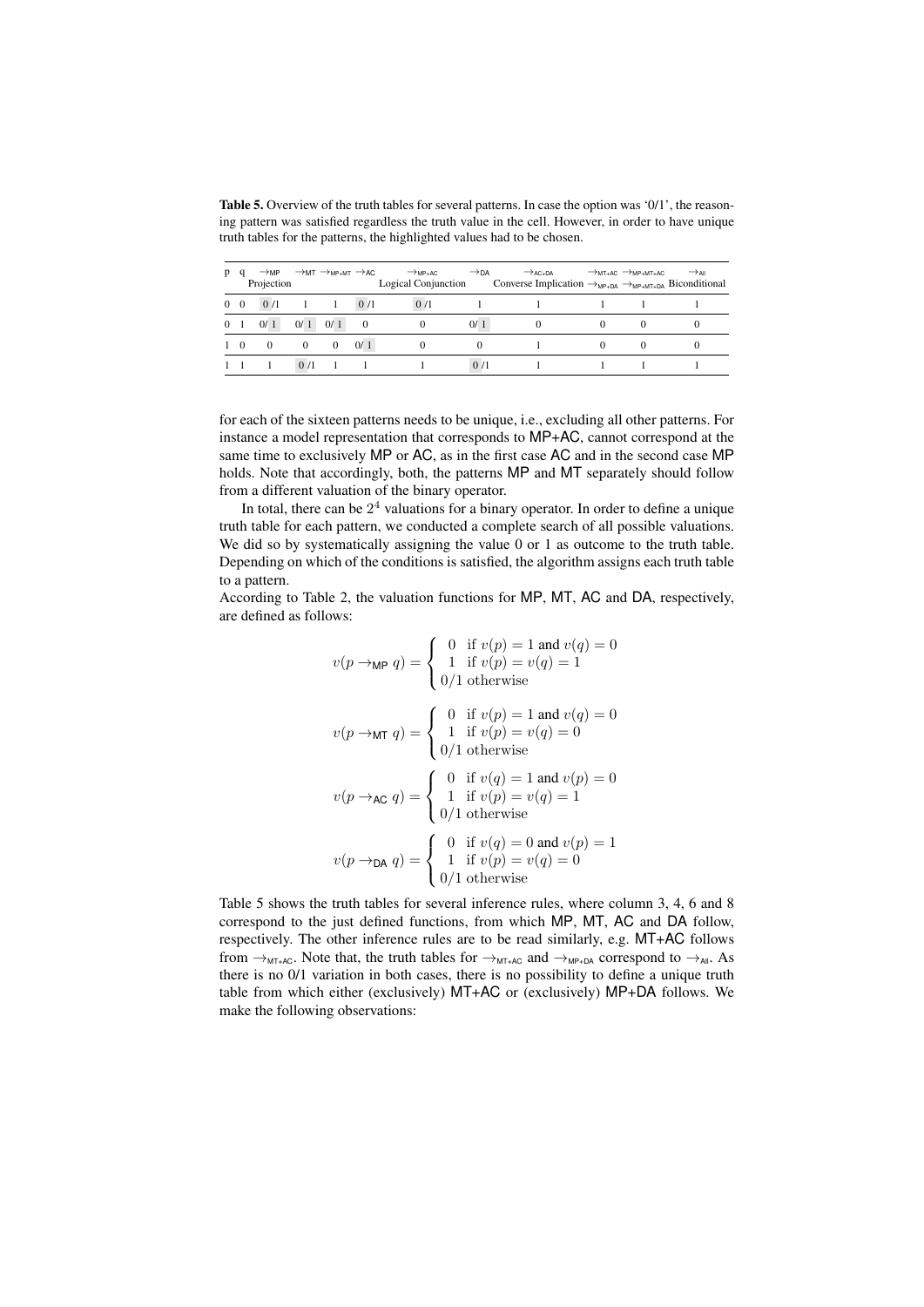**Table 5.** Overview of the truth tables for several patterns. In case the option was '0/1', the reasoning pattern was satisfied regardless the truth value in the cell. However, in order to have unique truth tables for the patterns, the highlighted values had to be chosen.

| p | q | $\rightarrow_{MP}$ Projection | $\rightarrow_{MT}$ | $\rightarrow_{MP+MT}$ | $\rightarrow_{AC}$ | $\rightarrow_{MP+AC}$ Logical Conjunction | $\rightarrow_{DA}$ | $\rightarrow_{AC+DA}$ Converse Implication | $\rightarrow_{MT+AC}$ $\rightarrow_{MP+DA}$ | $\rightarrow_{MP+MT+AC}$ $\rightarrow_{MP+MT+DA}$ | $\rightarrow_{All}$ Biconditional |
|---|---|---|---|---|---|---|---|---|---|---|---|
| 0 | 0 | 0 /1 | 1 | 1 | 0 /1 | 0 /1 | 1 | 1 | 1 | 1 | 1 |
| 0 | 1 | 0/ 1 | 0/ 1 | 0/ 1 | 0 | 0 | 0/ 1 | 0 | 0 | 0 | 0 |
| 1 | 0 | 0 | 0 | 0 | 0/ 1 | 0 | 0 | 1 | 0 | 0 | 0 |
| 1 | 1 | 1 | 0 /1 | 1 | 1 | 1 | 0 /1 | 1 | 1 | 1 | 1 |

for each of the sixteen patterns needs to be unique, i.e., excluding all other patterns. For instance a model representation that corresponds to MP+AC, cannot correspond at the same time to exclusively MP or AC, as in the first case AC and in the second case MP holds. Note that accordingly, both, the patterns MP and MT separately should follow from a different valuation of the binary operator.

In total, there can be $2^4$ valuations for a binary operator. In order to define a unique truth table for each pattern, we conducted a complete search of all possible valuations. We did so by systematically assigning the value 0 or 1 as outcome to the truth table. Depending on which of the conditions is satisfied, the algorithm assigns each truth table to a pattern.

According to Table 2, the valuation functions for MP, MT, AC and DA, respectively, are defined as follows:

$$v(p \rightarrow_{\mathsf{MP}} q) = \begin{cases} 0 & \text{if } v(p) = 1 \text{ and } v(q) = 0 \\ 1 & \text{if } v(p) = v(q) = 1 \\ 0/1 & \text{otherwise} \end{cases}$$

$$v(p \rightarrow_{\mathsf{MT}} q) = \begin{cases} 0 & \text{if } v(p) = 1 \text{ and } v(q) = 0 \\ 1 & \text{if } v(p) = v(q) = 0 \\ 0/1 & \text{otherwise} \end{cases}$$

$$v(p \rightarrow_{\mathsf{AC}} q) = \begin{cases} 0 & \text{if } v(q) = 1 \text{ and } v(p) = 0 \\ 1 & \text{if } v(p) = v(q) = 1 \\ 0/1 & \text{otherwise} \end{cases}$$

$$v(p \rightarrow_{\mathsf{DA}} q) = \begin{cases} 0 & \text{if } v(q) = 0 \text{ and } v(p) = 1 \\ 1 & \text{if } v(p) = v(q) = 0 \\ 0/1 & \text{otherwise} \end{cases}$$

Table 5 shows the truth tables for several inference rules, where column 3, 4, 6 and 8 correspond to the just defined functions, from which MP, MT, AC and DA follow, respectively. The other inference rules are to be read similarly, e.g. MT+AC follows from $\rightarrow_{\mathsf{MT+AC}}$. Note that, the truth tables for $\rightarrow_{\mathsf{MT+AC}}$ and $\rightarrow_{\mathsf{MP+DA}}$ correspond to $\rightarrow_{\mathsf{All}}$. As there is no 0/1 variation in both cases, there is no possibility to define a unique truth table from which either (exclusively) MT+AC or (exclusively) MP+DA follows. We make the following observations: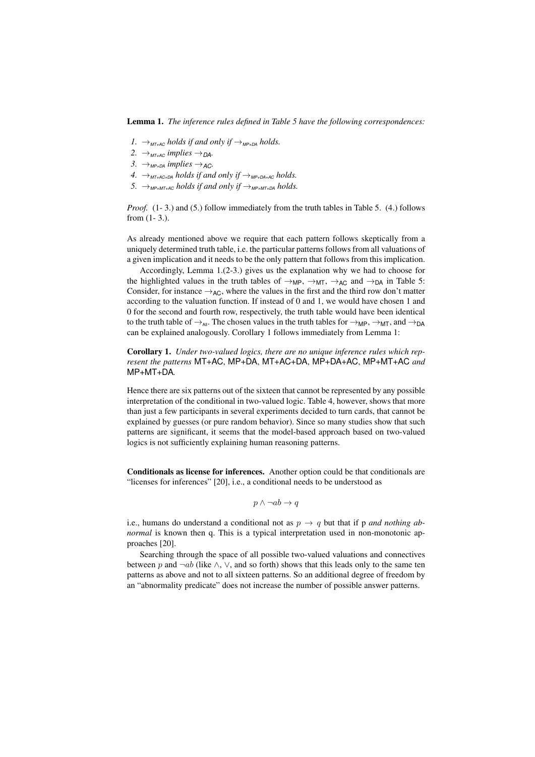**Lemma 1.** *The inference rules defined in Table 5 have the following correspondences:*

1. $\rightarrow_{MT+AC}$ *holds if and only if* $\rightarrow_{MP+DA}$ *holds.*
2. $\rightarrow_{MT+AC}$ *implies* $\rightarrow_{DA}$.
3. $\rightarrow_{MP+DA}$ *implies* $\rightarrow_{AC}$.
4. $\rightarrow_{MT+AC+DA}$ *holds if and only if* $\rightarrow_{MP+DA+AC}$ *holds.*
5. $\rightarrow_{MP+MT+AC}$ *holds if and only if* $\rightarrow_{MP+MT+DA}$ *holds.*

*Proof.* (1- 3.) and (5.) follow immediately from the truth tables in Table 5. (4.) follows from (1- 3.).

As already mentioned above we require that each pattern follows skeptically from a uniquely determined truth table, i.e. the particular patterns follows from all valuations of a given implication and it needs to be the only pattern that follows from this implication.

Accordingly, Lemma 1.(2-3.) gives us the explanation why we had to choose for the highlighted values in the truth tables of $\rightarrow_{MP}$, $\rightarrow_{MT}$, $\rightarrow_{AC}$ and $\rightarrow_{DA}$ in Table 5: Consider, for instance $\rightarrow_{AC}$, where the values in the first and the third row don't matter according to the valuation function. If instead of 0 and 1, we would have chosen 1 and 0 for the second and fourth row, respectively, the truth table would have been identical to the truth table of $\rightarrow_{All}$. The chosen values in the truth tables for $\rightarrow_{MP}$, $\rightarrow_{MT}$, and $\rightarrow_{DA}$ can be explained analogously. Corollary 1 follows immediately from Lemma 1:

**Corollary 1.** *Under two-valued logics, there are no unique inference rules which represent the patterns* MT+AC, MP+DA, MT+AC+DA, MP+DA+AC, MP+MT+AC *and* MP+MT+DA*.*

Hence there are six patterns out of the sixteen that cannot be represented by any possible interpretation of the conditional in two-valued logic. Table 4, however, shows that more than just a few participants in several experiments decided to turn cards, that cannot be explained by guesses (or pure random behavior). Since so many studies show that such patterns are significant, it seems that the model-based approach based on two-valued logics is not sufficiently explaining human reasoning patterns.

**Conditionals as license for inferences.** Another option could be that conditionals are "licenses for inferences" [20], i.e., a conditional needs to be understood as

$$p \wedge \neg ab \rightarrow q$$

i.e., humans do understand a conditional not as $p \rightarrow q$ but that if p *and nothing abnormal* is known then q. This is a typical interpretation used in non-monotonic approaches [20].

Searching through the space of all possible two-valued valuations and connectives between $p$ and $\neg ab$ (like $\wedge$, $\vee$, and so forth) shows that this leads only to the same ten patterns as above and not to all sixteen patterns. So an additional degree of freedom by an "abnormality predicate" does not increase the number of possible answer patterns.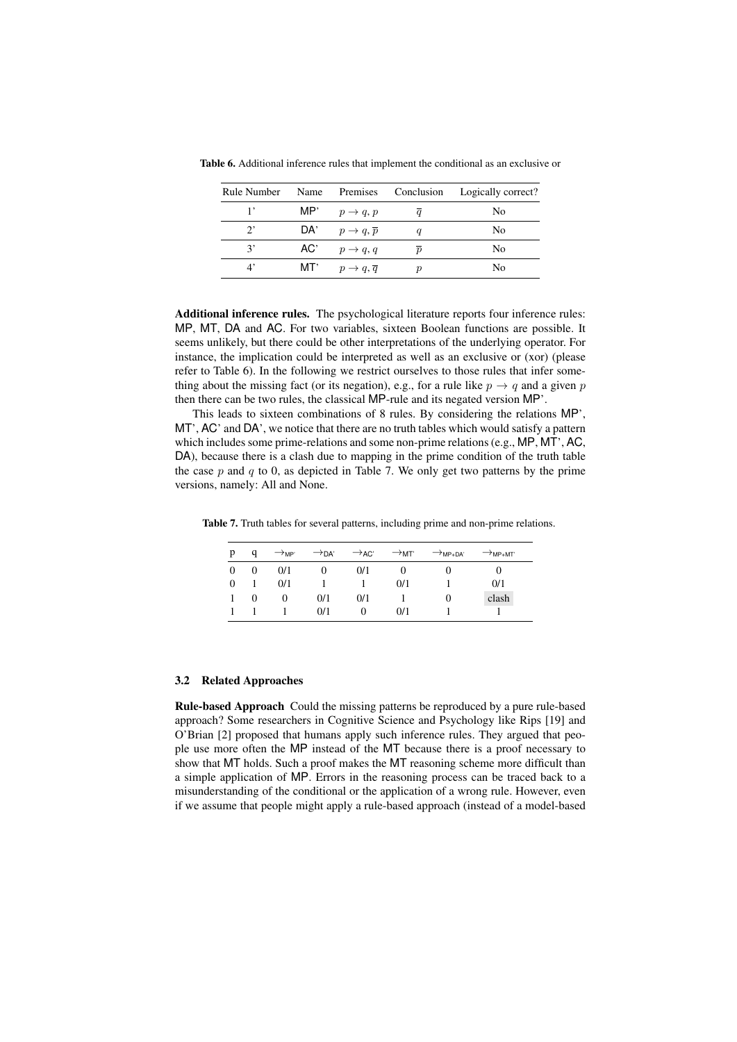**Table 6.** Additional inference rules that implement the conditional as an exclusive or

| Rule Number | Name | Premises | Conclusion | Logically correct? |
|---|---|---|---|---|
| 1' | MP' | $p \to q, p$ | $\overline{q}$ | No |
| 2' | DA' | $p \to q, \overline{p}$ | $q$ | No |
| 3' | AC' | $p \to q, q$ | $\overline{p}$ | No |
| 4' | MT' | $p \to q, \overline{q}$ | $p$ | No |

**Additional inference rules.** The psychological literature reports four inference rules: MP, MT, DA and AC. For two variables, sixteen Boolean functions are possible. It seems unlikely, but there could be other interpretations of the underlying operator. For instance, the implication could be interpreted as well as an exclusive or (xor) (please refer to Table 6). In the following we restrict ourselves to those rules that infer something about the missing fact (or its negation), e.g., for a rule like $p \to q$ and a given $p$ then there can be two rules, the classical MP-rule and its negated version MP'.

This leads to sixteen combinations of 8 rules. By considering the relations MP', MT', AC' and DA', we notice that there are no truth tables which would satisfy a pattern which includes some prime-relations and some non-prime relations (e.g., MP, MT', AC, DA), because there is a clash due to mapping in the prime condition of the truth table the case $p$ and $q$ to 0, as depicted in Table 7. We only get two patterns by the prime versions, namely: All and None.

**Table 7.** Truth tables for several patterns, including prime and non-prime relations.

| p | q | $\to_{MP'}$ | $\to_{DA'}$ | $\to_{AC'}$ | $\to_{MT'}$ | $\to_{MP+DA'}$ | $\to_{MP+MT'}$ |
|---|---|---|---|---|---|---|---|
| 0 | 0 | 0/1 | 0 | 0/1 | 0 | 0 | 0 |
| 0 | 1 | 0/1 | 1 | 1 | 0/1 | 1 | 0/1 |
| 1 | 0 | 0 | 0/1 | 0/1 | 1 | 0 | clash |
| 1 | 1 | 1 | 0/1 | 0 | 0/1 | 1 | 1 |

### 3.2 Related Approaches

**Rule-based Approach** Could the missing patterns be reproduced by a pure rule-based approach? Some researchers in Cognitive Science and Psychology like Rips [19] and O'Brian [2] proposed that humans apply such inference rules. They argued that people use more often the MP instead of the MT because there is a proof necessary to show that MT holds. Such a proof makes the MT reasoning scheme more difficult than a simple application of MP. Errors in the reasoning process can be traced back to a misunderstanding of the conditional or the application of a wrong rule. However, even if we assume that people might apply a rule-based approach (instead of a model-based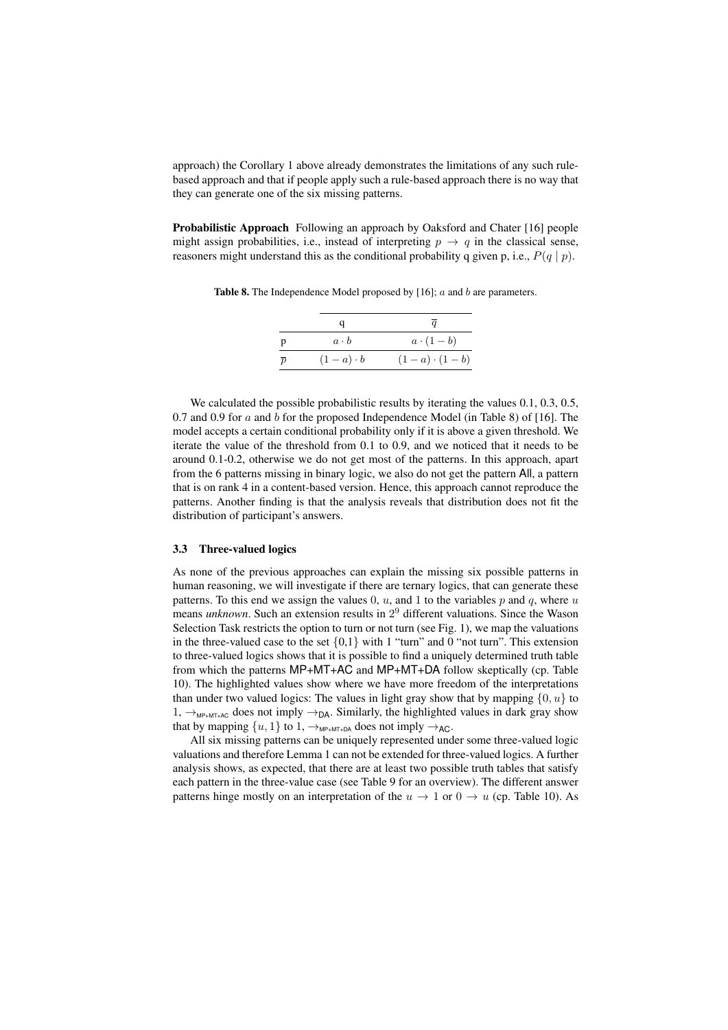approach) the Corollary 1 above already demonstrates the limitations of any such rule-based approach and that if people apply such a rule-based approach there is no way that they can generate one of the six missing patterns.

**Probabilistic Approach** Following an approach by Oaksford and Chater [16] people might assign probabilities, i.e., instead of interpreting $p \rightarrow q$ in the classical sense, reasoners might understand this as the conditional probability q given p, i.e., $P(q \mid p)$.

**Table 8.** The Independence Model proposed by [16]; $a$ and $b$ are parameters.

| | q | $\overline{q}$ |
|---|---|---|
| p | $a \cdot b$ | $a \cdot (1-b)$ |
| $\overline{p}$ | $(1-a) \cdot b$ | $(1-a) \cdot (1-b)$ |

We calculated the possible probabilistic results by iterating the values 0.1, 0.3, 0.5, 0.7 and 0.9 for $a$ and $b$ for the proposed Independence Model (in Table 8) of [16]. The model accepts a certain conditional probability only if it is above a given threshold. We iterate the value of the threshold from 0.1 to 0.9, and we noticed that it needs to be around 0.1-0.2, otherwise we do not get most of the patterns. In this approach, apart from the 6 patterns missing in binary logic, we also do not get the pattern All, a pattern that is on rank 4 in a content-based version. Hence, this approach cannot reproduce the patterns. Another finding is that the analysis reveals that distribution does not fit the distribution of participant's answers.

### 3.3 Three-valued logics

As none of the previous approaches can explain the missing six possible patterns in human reasoning, we will investigate if there are ternary logics, that can generate these patterns. To this end we assign the values 0, $u$, and 1 to the variables $p$ and $q$, where $u$ means *unknown*. Such an extension results in $2^9$ different valuations. Since the Wason Selection Task restricts the option to turn or not turn (see Fig. 1), we map the valuations in the three-valued case to the set {0,1} with 1 "turn" and 0 "not turn". This extension to three-valued logics shows that it is possible to find a uniquely determined truth table from which the patterns MP+MT+AC and MP+MT+DA follow skeptically (cp. Table 10). The highlighted values show where we have more freedom of the interpretations than under two valued logics: The values in light gray show that by mapping $\{0, u\}$ to 1, $\rightarrow_{\text{MP+MT+AC}}$ does not imply $\rightarrow_{\text{DA}}$. Similarly, the highlighted values in dark gray show that by mapping $\{u, 1\}$ to 1, $\rightarrow_{\text{MP+MT+DA}}$ does not imply $\rightarrow_{\text{AC}}$.

All six missing patterns can be uniquely represented under some three-valued logic valuations and therefore Lemma 1 can not be extended for three-valued logics. A further analysis shows, as expected, that there are at least two possible truth tables that satisfy each pattern in the three-value case (see Table 9 for an overview). The different answer patterns hinge mostly on an interpretation of the $u \rightarrow 1$ or $0 \rightarrow u$ (cp. Table 10). As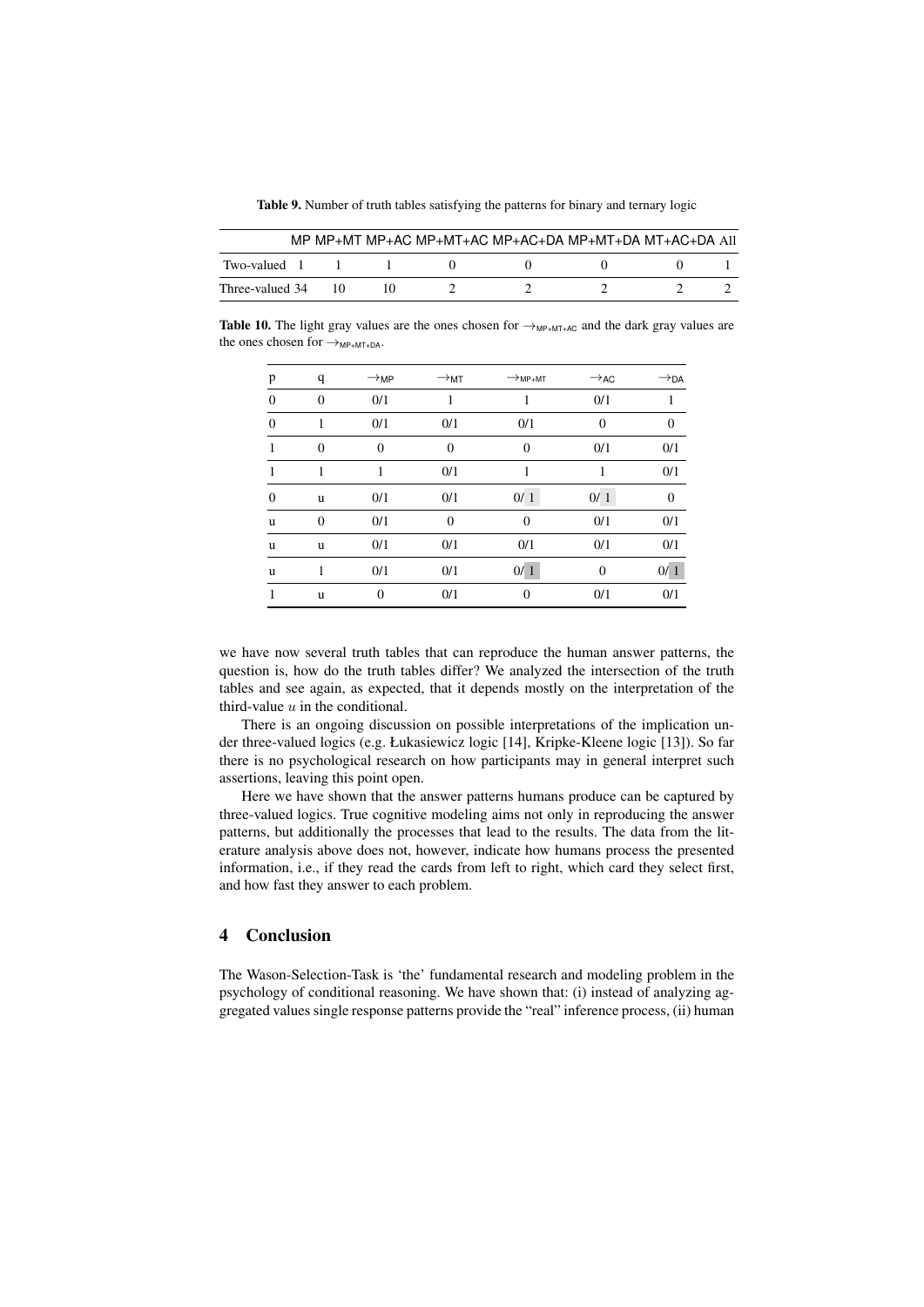**Table 9.** Number of truth tables satisfying the patterns for binary and ternary logic

| | MP | MP+MT | MP+AC | MP+MT+AC | MP+AC+DA | MP+MT+DA | MT+AC+DA | All |
|---|---|---|---|---|---|---|---|---|
| Two-valued | 1 | 1 | 1 | 0 | 0 | 0 | 0 | 1 |
| Three-valued | 34 | 10 | 10 | 2 | 2 | 2 | 2 | 2 |

**Table 10.** The light gray values are the ones chosen for $\rightarrow_{\text{MP+MT+AC}}$ and the dark gray values are the ones chosen for $\rightarrow_{\text{MP+MT+DA}}$.

| p | q | $\rightarrow_{\text{MP}}$ | $\rightarrow_{\text{MT}}$ | $\rightarrow_{\text{MP+MT}}$ | $\rightarrow_{\text{AC}}$ | $\rightarrow_{\text{DA}}$ |
|---|---|---|---|---|---|---|
| 0 | 0 | 0/1 | 1 | 1 | 0/1 | 1 |
| 0 | 1 | 0/1 | 0/1 | 0/1 | 0 | 0 |
| 1 | 0 | 0 | 0 | 0 | 0/1 | 0/1 |
| 1 | 1 | 1 | 0/1 | 1 | 1 | 0/1 |
| 0 | u | 0/1 | 0/1 | 0/ 1 | 0/ 1 | 0 |
| u | 0 | 0/1 | 0 | 0 | 0/1 | 0/1 |
| u | u | 0/1 | 0/1 | 0/1 | 0/1 | 0/1 |
| u | 1 | 0/1 | 0/1 | 0/ 1 | 0 | 0/ 1 |
| 1 | u | 0 | 0/1 | 0 | 0/1 | 0/1 |

we have now several truth tables that can reproduce the human answer patterns, the question is, how do the truth tables differ? We analyzed the intersection of the truth tables and see again, as expected, that it depends mostly on the interpretation of the third-value $u$ in the conditional.

There is an ongoing discussion on possible interpretations of the implication under three-valued logics (e.g. Łukasiewicz logic [14], Kripke-Kleene logic [13]). So far there is no psychological research on how participants may in general interpret such assertions, leaving this point open.

Here we have shown that the answer patterns humans produce can be captured by three-valued logics. True cognitive modeling aims not only in reproducing the answer patterns, but additionally the processes that lead to the results. The data from the literature analysis above does not, however, indicate how humans process the presented information, i.e., if they read the cards from left to right, which card they select first, and how fast they answer to each problem.

## 4 Conclusion

The Wason-Selection-Task is 'the' fundamental research and modeling problem in the psychology of conditional reasoning. We have shown that: (i) instead of analyzing aggregated values single response patterns provide the "real" inference process, (ii) human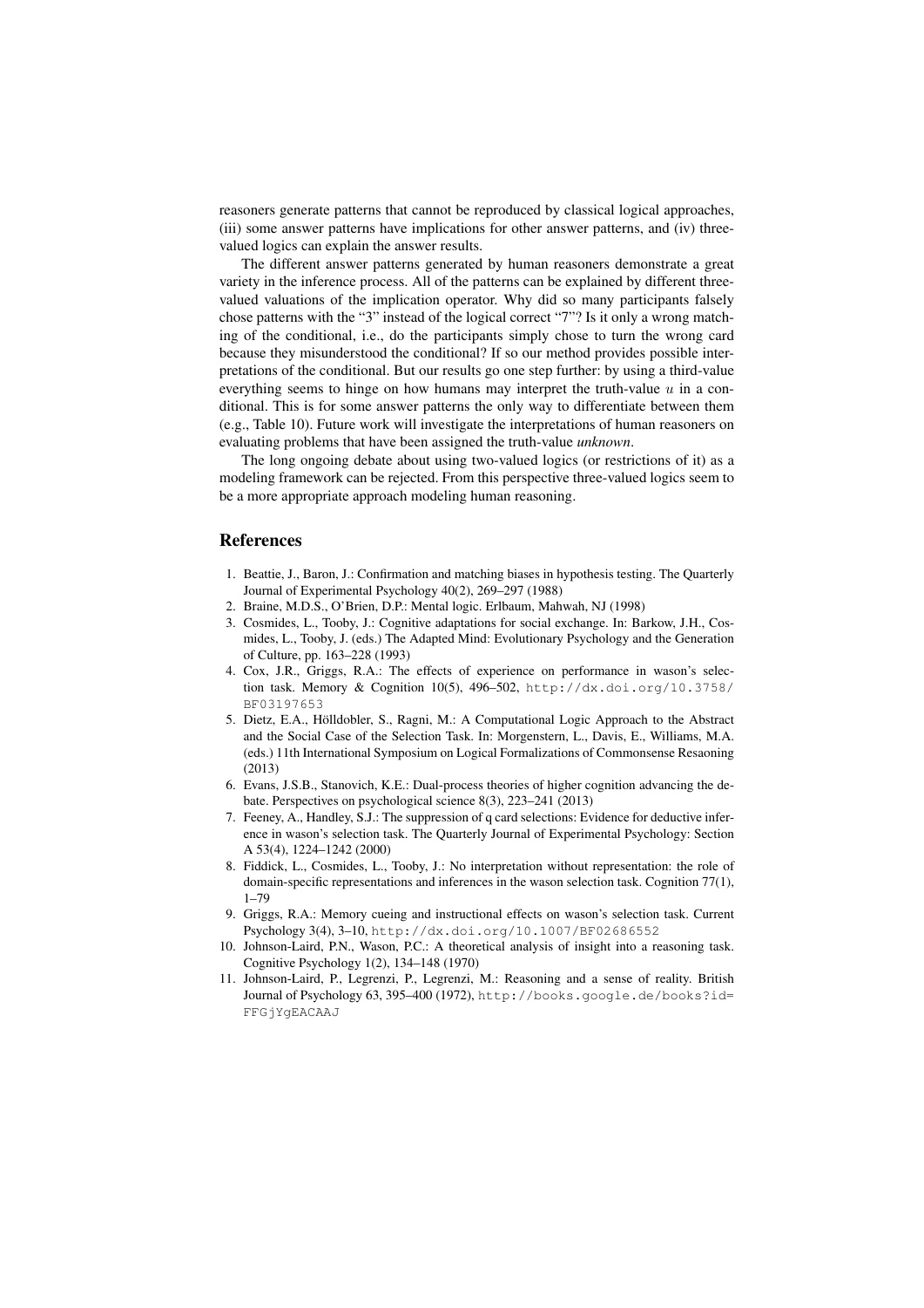reasoners generate patterns that cannot be reproduced by classical logical approaches, (iii) some answer patterns have implications for other answer patterns, and (iv) three-valued logics can explain the answer results.

The different answer patterns generated by human reasoners demonstrate a great variety in the inference process. All of the patterns can be explained by different three-valued valuations of the implication operator. Why did so many participants falsely chose patterns with the "3" instead of the logical correct "7"? Is it only a wrong matching of the conditional, i.e., do the participants simply chose to turn the wrong card because they misunderstood the conditional? If so our method provides possible interpretations of the conditional. But our results go one step further: by using a third-value everything seems to hinge on how humans may interpret the truth-value $u$ in a conditional. This is for some answer patterns the only way to differentiate between them (e.g., Table 10). Future work will investigate the interpretations of human reasoners on evaluating problems that have been assigned the truth-value *unknown*.

The long ongoing debate about using two-valued logics (or restrictions of it) as a modeling framework can be rejected. From this perspective three-valued logics seem to be a more appropriate approach modeling human reasoning.

## References

1. Beattie, J., Baron, J.: Confirmation and matching biases in hypothesis testing. The Quarterly Journal of Experimental Psychology 40(2), 269–297 (1988)
2. Braine, M.D.S., O'Brien, D.P.: Mental logic. Erlbaum, Mahwah, NJ (1998)
3. Cosmides, L., Tooby, J.: Cognitive adaptations for social exchange. In: Barkow, J.H., Cosmides, L., Tooby, J. (eds.) The Adapted Mind: Evolutionary Psychology and the Generation of Culture, pp. 163–228 (1993)
4. Cox, J.R., Griggs, R.A.: The effects of experience on performance in wason's selection task. Memory & Cognition 10(5), 496–502, `http://dx.doi.org/10.3758/BF03197653`
5. Dietz, E.A., Hölldobler, S., Ragni, M.: A Computational Logic Approach to the Abstract and the Social Case of the Selection Task. In: Morgenstern, L., Davis, E., Williams, M.A. (eds.) 11th International Symposium on Logical Formalizations of Commonsense Resaoning (2013)
6. Evans, J.S.B., Stanovich, K.E.: Dual-process theories of higher cognition advancing the debate. Perspectives on psychological science 8(3), 223–241 (2013)
7. Feeney, A., Handley, S.J.: The suppression of q card selections: Evidence for deductive inference in wason's selection task. The Quarterly Journal of Experimental Psychology: Section A 53(4), 1224–1242 (2000)
8. Fiddick, L., Cosmides, L., Tooby, J.: No interpretation without representation: the role of domain-specific representations and inferences in the wason selection task. Cognition 77(1), 1–79
9. Griggs, R.A.: Memory cueing and instructional effects on wason's selection task. Current Psychology 3(4), 3–10, `http://dx.doi.org/10.1007/BF02686552`
10. Johnson-Laird, P.N., Wason, P.C.: A theoretical analysis of insight into a reasoning task. Cognitive Psychology 1(2), 134–148 (1970)
11. Johnson-Laird, P., Legrenzi, P., Legrenzi, M.: Reasoning and a sense of reality. British Journal of Psychology 63, 395–400 (1972), `http://books.google.de/books?id=FFGjYgEACAAJ`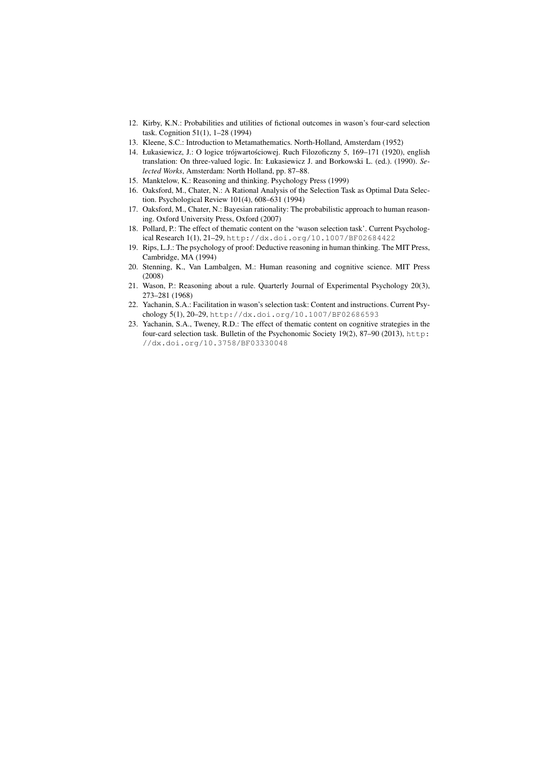12. Kirby, K.N.: Probabilities and utilities of fictional outcomes in wason's four-card selection task. Cognition 51(1), 1–28 (1994)
13. Kleene, S.C.: Introduction to Metamathematics. North-Holland, Amsterdam (1952)
14. Łukasiewicz, J.: O logice trójwartościowej. Ruch Filozoficzny 5, 169–171 (1920), english translation: On three-valued logic. In: Łukasiewicz J. and Borkowski L. (ed.). (1990). *Selected Works*, Amsterdam: North Holland, pp. 87–88.
15. Manktelow, K.: Reasoning and thinking. Psychology Press (1999)
16. Oaksford, M., Chater, N.: A Rational Analysis of the Selection Task as Optimal Data Selection. Psychological Review 101(4), 608–631 (1994)
17. Oaksford, M., Chater, N.: Bayesian rationality: The probabilistic approach to human reasoning. Oxford University Press, Oxford (2007)
18. Pollard, P.: The effect of thematic content on the 'wason selection task'. Current Psychological Research 1(1), 21–29, http://dx.doi.org/10.1007/BF02684422
19. Rips, L.J.: The psychology of proof: Deductive reasoning in human thinking. The MIT Press, Cambridge, MA (1994)
20. Stenning, K., Van Lambalgen, M.: Human reasoning and cognitive science. MIT Press (2008)
21. Wason, P.: Reasoning about a rule. Quarterly Journal of Experimental Psychology 20(3), 273–281 (1968)
22. Yachanin, S.A.: Facilitation in wason's selection task: Content and instructions. Current Psychology 5(1), 20–29, http://dx.doi.org/10.1007/BF02686593
23. Yachanin, S.A., Tweney, R.D.: The effect of thematic content on cognitive strategies in the four-card selection task. Bulletin of the Psychonomic Society 19(2), 87–90 (2013), http://dx.doi.org/10.3758/BF03330048